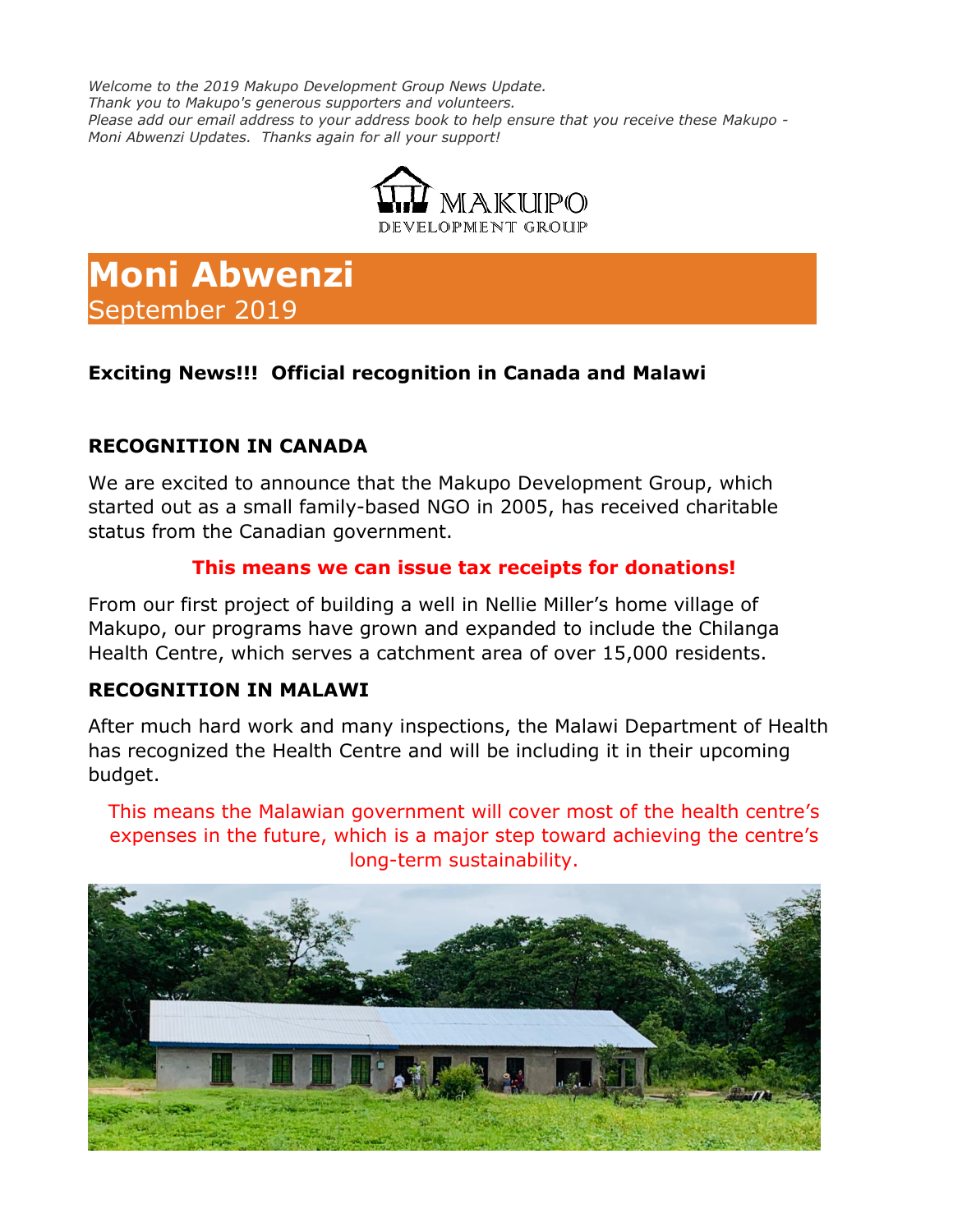*Welcome to the 2019 Makupo Development Group News Update.*
*Thank you to Makupo's generous supporters and volunteers.*
*Please add our email address to your address book to help ensure that you receive these Makupo - Moni Abwenzi Updates. Thanks again for all your support!*

MAKUPO
DEVELOPMENT GROUP

# Moni Abwenzi
September 2019

### Exciting News!!! Official recognition in Canada and Malawi

### RECOGNITION IN CANADA

We are excited to announce that the Makupo Development Group, which started out as a small family-based NGO in 2005, has received charitable status from the Canadian government.

**This means we can issue tax receipts for donations!**

From our first project of building a well in Nellie Miller's home village of Makupo, our programs have grown and expanded to include the Chilanga Health Centre, which serves a catchment area of over 15,000 residents.

### RECOGNITION IN MALAWI

After much hard work and many inspections, the Malawi Department of Health has recognized the Health Centre and will be including it in their upcoming budget.

This means the Malawian government will cover most of the health centre's expenses in the future, which is a major step toward achieving the centre's long-term sustainability.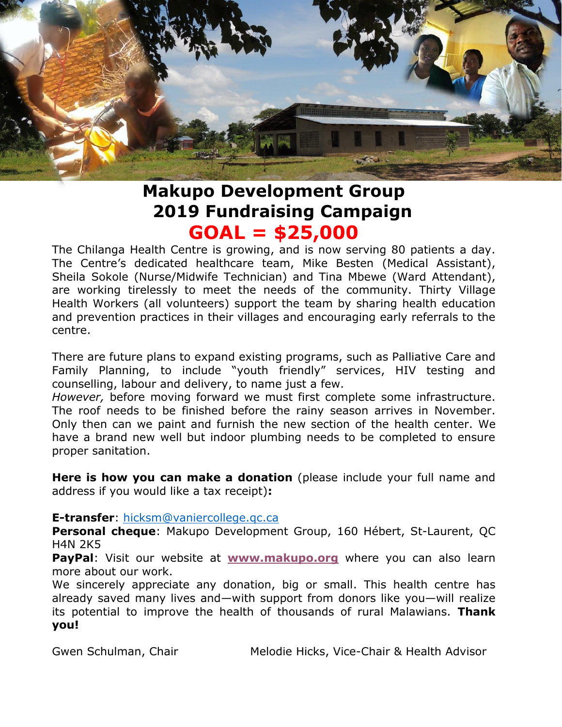# Makupo Development Group
# 2019 Fundraising Campaign
# GOAL = $25,000

The Chilanga Health Centre is growing, and is now serving 80 patients a day. The Centre's dedicated healthcare team, Mike Besten (Medical Assistant), Sheila Sokole (Nurse/Midwife Technician) and Tina Mbewe (Ward Attendant), are working tirelessly to meet the needs of the community. Thirty Village Health Workers (all volunteers) support the team by sharing health education and prevention practices in their villages and encouraging early referrals to the centre.

There are future plans to expand existing programs, such as Palliative Care and Family Planning, to include "youth friendly" services, HIV testing and counselling, labour and delivery, to name just a few.
*However,* before moving forward we must first complete some infrastructure. The roof needs to be finished before the rainy season arrives in November. Only then can we paint and furnish the new section of the health center. We have a brand new well but indoor plumbing needs to be completed to ensure proper sanitation.

**Here is how you can make a donation** (please include your full name and address if you would like a tax receipt)**:**

**E-transfer**: hicksm@vaniercollege.qc.ca
**Personal cheque**: Makupo Development Group, 160 Hébert, St-Laurent, QC H4N 2K5
**PayPal**: Visit our website at **www.makupo.org** where you can also learn more about our work.
We sincerely appreciate any donation, big or small. This health centre has already saved many lives and—with support from donors like you—will realize its potential to improve the health of thousands of rural Malawians. **Thank you!**

Gwen Schulman, Chair

Melodie Hicks, Vice-Chair & Health Advisor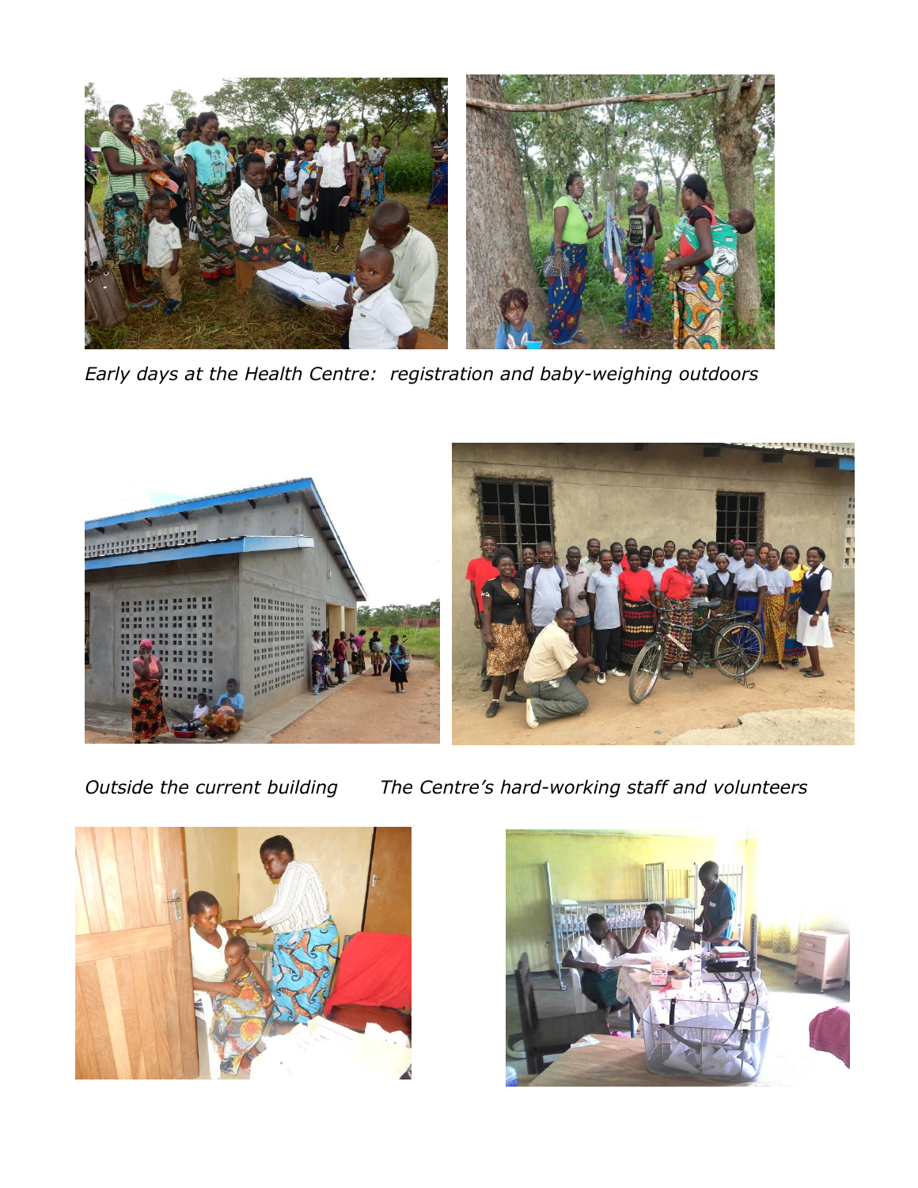*Early days at the Health Centre: registration and baby-weighing outdoors*

*Outside the current building* *The Centre's hard-working staff and volunteers*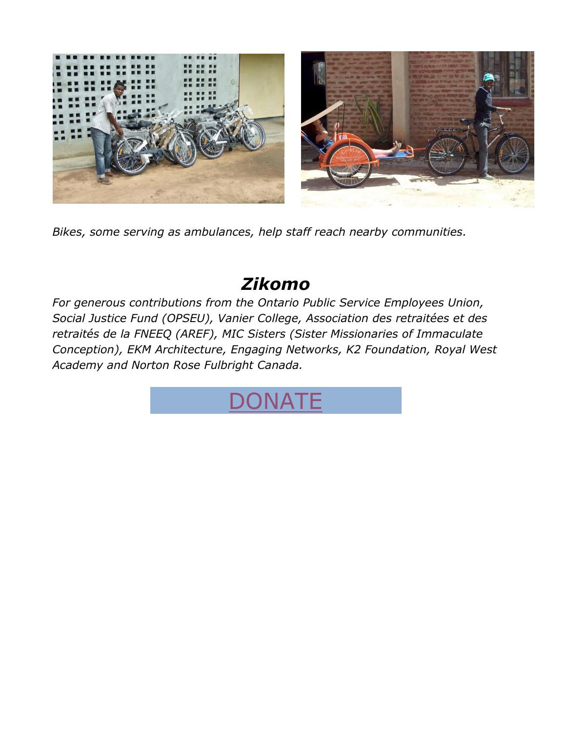*Bikes, some serving as ambulances, help staff reach nearby communities.*

## *Zikomo*

*For generous contributions from the Ontario Public Service Employees Union, Social Justice Fund (OPSEU), Vanier College, Association des retraitées et des retraités de la FNEEQ (AREF), MIC Sisters (Sister Missionaries of Immaculate Conception), EKM Architecture, Engaging Networks, K2 Foundation, Royal West Academy and Norton Rose Fulbright Canada.*

DONATE